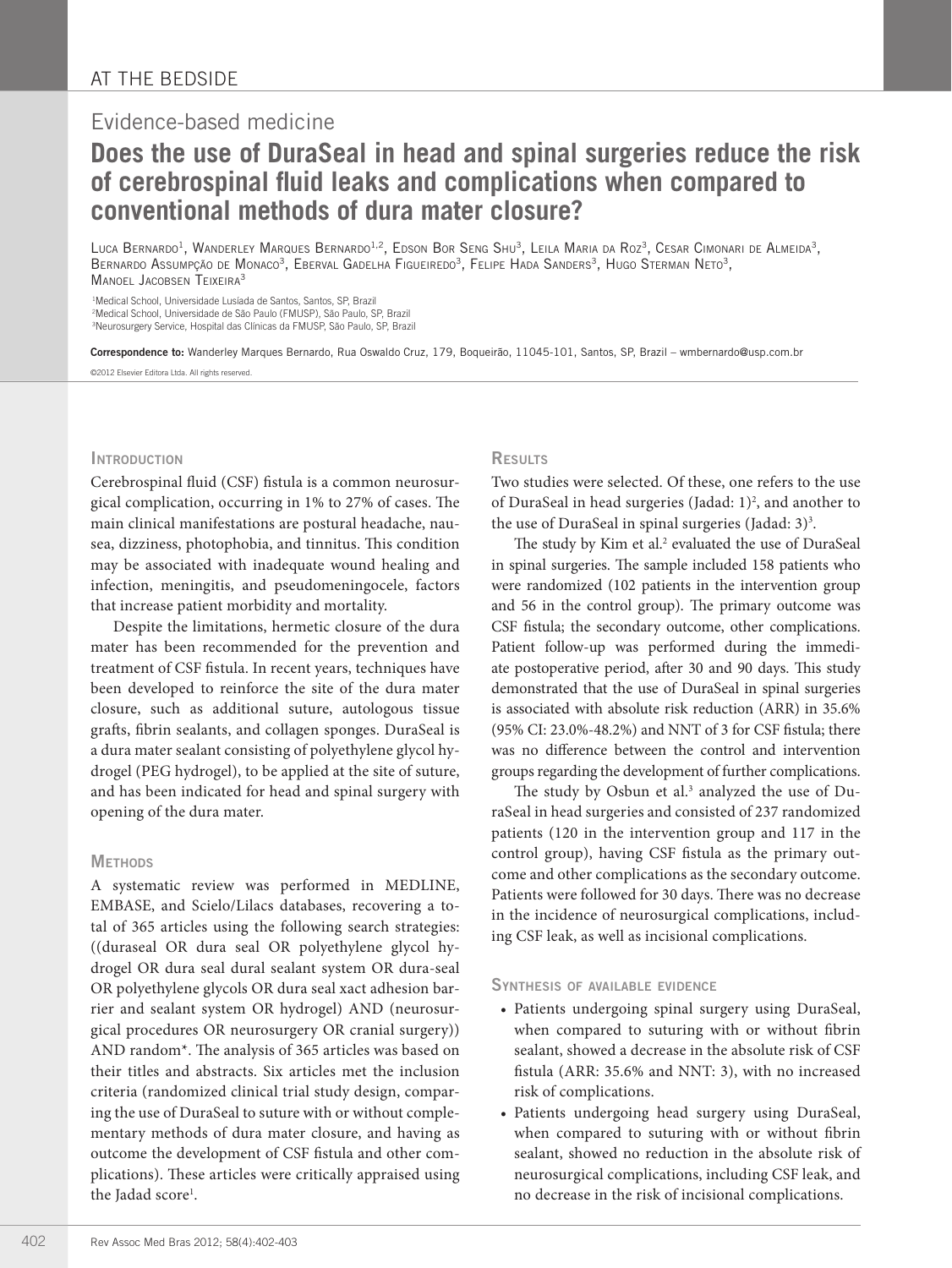AT THE BEDSIDE

Evidence-based medicine

# Does the use of DuraSeal in head and spinal surgeries reduce the risk of cerebrospinal fluid leaks and complications when compared to conventional methods of dura mater closure?

Luca Bernardo[1], Wanderley Marques Bernardo[1,2], Edson Bor Seng Shu[3], Leila Maria da Roz[3], Cesar Cimonari de Almeida[3], Bernardo Assumpção de Monaco[3], Eberval Gadelha Figueiredo[3], Felipe Hada Sanders[3], Hugo Sterman Neto[3], Manoel Jacobsen Teixeira[3]

[1]Medical School, Universidade Lusíada de Santos, Santos, SP, Brazil
[2]Medical School, Universidade de São Paulo (FMUSP), São Paulo, SP, Brazil
[3]Neurosurgery Service, Hospital das Clínicas da FMUSP, São Paulo, SP, Brazil

**Correspondence to:** Wanderley Marques Bernardo, Rua Oswaldo Cruz, 179, Boqueirão, 11045-101, Santos, SP, Brazil – wmbernardo@usp.com.br

©2012 Elsevier Editora Ltda. All rights reserved.

## Introduction

Cerebrospinal fluid (CSF) fistula is a common neurosurgical complication, occurring in 1% to 27% of cases. The main clinical manifestations are postural headache, nausea, dizziness, photophobia, and tinnitus. This condition may be associated with inadequate wound healing and infection, meningitis, and pseudomeningocele, factors that increase patient morbidity and mortality.

Despite the limitations, hermetic closure of the dura mater has been recommended for the prevention and treatment of CSF fistula. In recent years, techniques have been developed to reinforce the site of the dura mater closure, such as additional suture, autologous tissue grafts, fibrin sealants, and collagen sponges. DuraSeal is a dura mater sealant consisting of polyethylene glycol hydrogel (PEG hydrogel), to be applied at the site of suture, and has been indicated for head and spinal surgery with opening of the dura mater.

## Methods

A systematic review was performed in MEDLINE, EMBASE, and Scielo/Lilacs databases, recovering a total of 365 articles using the following search strategies: ((duraseal OR dura seal OR polyethylene glycol hydrogel OR dura seal dural sealant system OR dura-seal OR polyethylene glycols OR dura seal xact adhesion barrier and sealant system OR hydrogel) AND (neurosurgical procedures OR neurosurgery OR cranial surgery)) AND random*. The analysis of 365 articles was based on their titles and abstracts. Six articles met the inclusion criteria (randomized clinical trial study design, comparing the use of DuraSeal to suture with or without complementary methods of dura mater closure, and having as outcome the development of CSF fistula and other complications). These articles were critically appraised using the Jadad score[1].

## Results

Two studies were selected. Of these, one refers to the use of DuraSeal in head surgeries (Jadad: 1)[2], and another to the use of DuraSeal in spinal surgeries (Jadad: 3)[3].

The study by Kim et al.[2] evaluated the use of DuraSeal in spinal surgeries. The sample included 158 patients who were randomized (102 patients in the intervention group and 56 in the control group). The primary outcome was CSF fistula; the secondary outcome, other complications. Patient follow-up was performed during the immediate postoperative period, after 30 and 90 days. This study demonstrated that the use of DuraSeal in spinal surgeries is associated with absolute risk reduction (ARR) in 35.6% (95% CI: 23.0%-48.2%) and NNT of 3 for CSF fistula; there was no difference between the control and intervention groups regarding the development of further complications.

The study by Osbun et al.[3] analyzed the use of DuraSeal in head surgeries and consisted of 237 randomized patients (120 in the intervention group and 117 in the control group), having CSF fistula as the primary outcome and other complications as the secondary outcome. Patients were followed for 30 days. There was no decrease in the incidence of neurosurgical complications, including CSF leak, as well as incisional complications.

### Synthesis of available evidence

- Patients undergoing spinal surgery using DuraSeal, when compared to suturing with or without fibrin sealant, showed a decrease in the absolute risk of CSF fistula (ARR: 35.6% and NNT: 3), with no increased risk of complications.
- Patients undergoing head surgery using DuraSeal, when compared to suturing with or without fibrin sealant, showed no reduction in the absolute risk of neurosurgical complications, including CSF leak, and no decrease in the risk of incisional complications.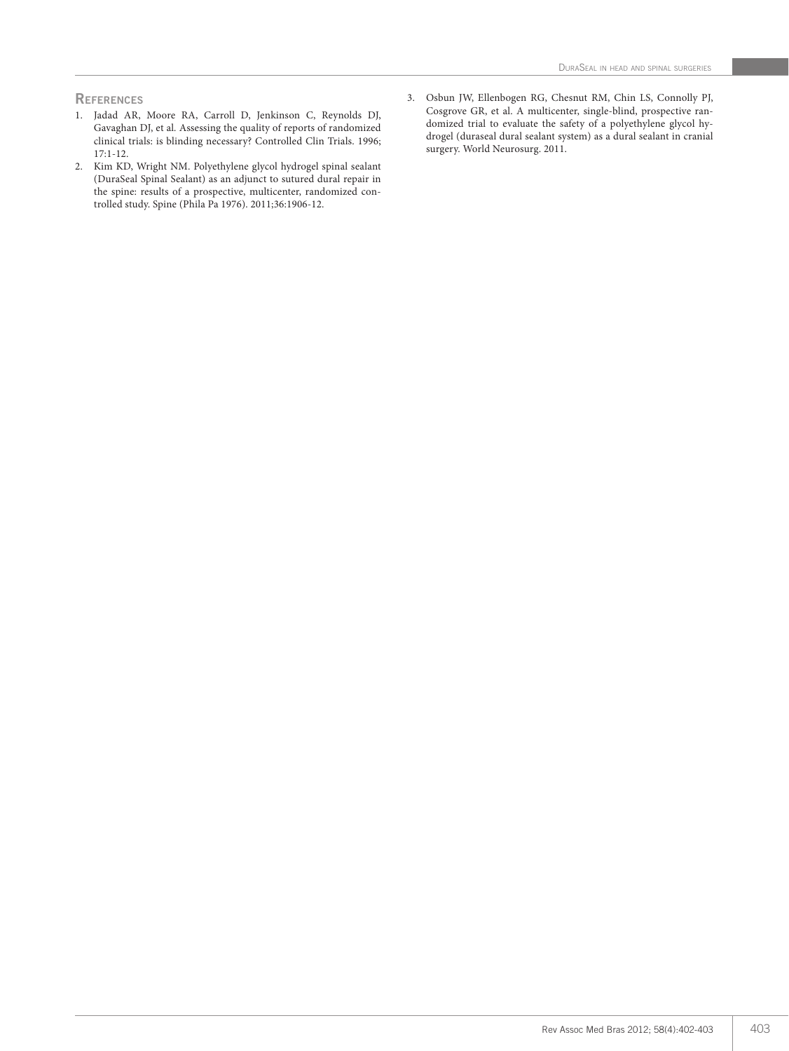## References

1. Jadad AR, Moore RA, Carroll D, Jenkinson C, Reynolds DJ, Gavaghan DJ, et al. Assessing the quality of reports of randomized clinical trials: is blinding necessary? Controlled Clin Trials. 1996; 17:1-12.
2. Kim KD, Wright NM. Polyethylene glycol hydrogel spinal sealant (DuraSeal Spinal Sealant) as an adjunct to sutured dural repair in the spine: results of a prospective, multicenter, randomized controlled study. Spine (Phila Pa 1976). 2011;36:1906-12.
3. Osbun JW, Ellenbogen RG, Chesnut RM, Chin LS, Connolly PJ, Cosgrove GR, et al. A multicenter, single-blind, prospective randomized trial to evaluate the safety of a polyethylene glycol hydrogel (duraseal dural sealant system) as a dural sealant in cranial surgery. World Neurosurg. 2011.